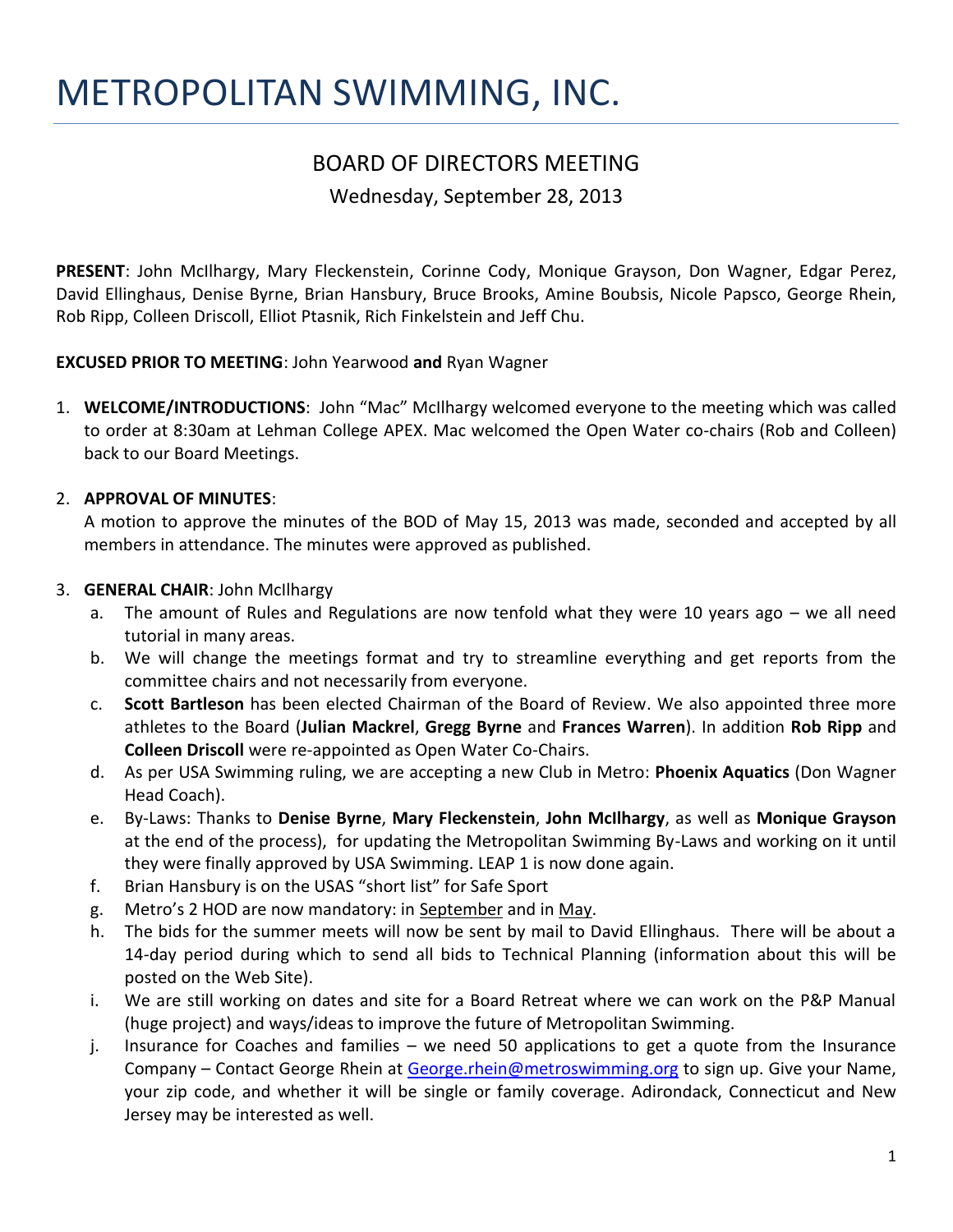# METROPOLITAN SWIMMING, INC.

## BOARD OF DIRECTORS MEETING

Wednesday, September 28, 2013

**PRESENT**: John McIlhargy, Mary Fleckenstein, Corinne Cody, Monique Grayson, Don Wagner, Edgar Perez, David Ellinghaus, Denise Byrne, Brian Hansbury, Bruce Brooks, Amine Boubsis, Nicole Papsco, George Rhein, Rob Ripp, Colleen Driscoll, Elliot Ptasnik, Rich Finkelstein and Jeff Chu.

**EXCUSED PRIOR TO MEETING**: John Yearwood **and** Ryan Wagner

1. **WELCOME/INTRODUCTIONS**: John "Mac" McIlhargy welcomed everyone to the meeting which was called to order at 8:30am at Lehman College APEX. Mac welcomed the Open Water co-chairs (Rob and Colleen) back to our Board Meetings.

2. **APPROVAL OF MINUTES**:
   A motion to approve the minutes of the BOD of May 15, 2013 was made, seconded and accepted by all members in attendance. The minutes were approved as published.

3. **GENERAL CHAIR**: John McIlhargy
   a. The amount of Rules and Regulations are now tenfold what they were 10 years ago – we all need tutorial in many areas.
   b. We will change the meetings format and try to streamline everything and get reports from the committee chairs and not necessarily from everyone.
   c. **Scott Bartleson** has been elected Chairman of the Board of Review. We also appointed three more athletes to the Board (**Julian Mackrel**, **Gregg Byrne** and **Frances Warren**). In addition **Rob Ripp** and **Colleen Driscoll** were re-appointed as Open Water Co-Chairs.
   d. As per USA Swimming ruling, we are accepting a new Club in Metro: **Phoenix Aquatics** (Don Wagner Head Coach).
   e. By-Laws: Thanks to **Denise Byrne**, **Mary Fleckenstein**, **John McIlhargy**, as well as **Monique Grayson** at the end of the process), for updating the Metropolitan Swimming By-Laws and working on it until they were finally approved by USA Swimming. LEAP 1 is now done again.
   f. Brian Hansbury is on the USAS "short list" for Safe Sport
   g. Metro's 2 HOD are now mandatory: in <u>September</u> and in <u>May</u>.
   h. The bids for the summer meets will now be sent by mail to David Ellinghaus. There will be about a 14-day period during which to send all bids to Technical Planning (information about this will be posted on the Web Site).
   i. We are still working on dates and site for a Board Retreat where we can work on the P&P Manual (huge project) and ways/ideas to improve the future of Metropolitan Swimming.
   j. Insurance for Coaches and families – we need 50 applications to get a quote from the Insurance Company – Contact George Rhein at George.rhein@metroswimming.org to sign up. Give your Name, your zip code, and whether it will be single or family coverage. Adirondack, Connecticut and New Jersey may be interested as well.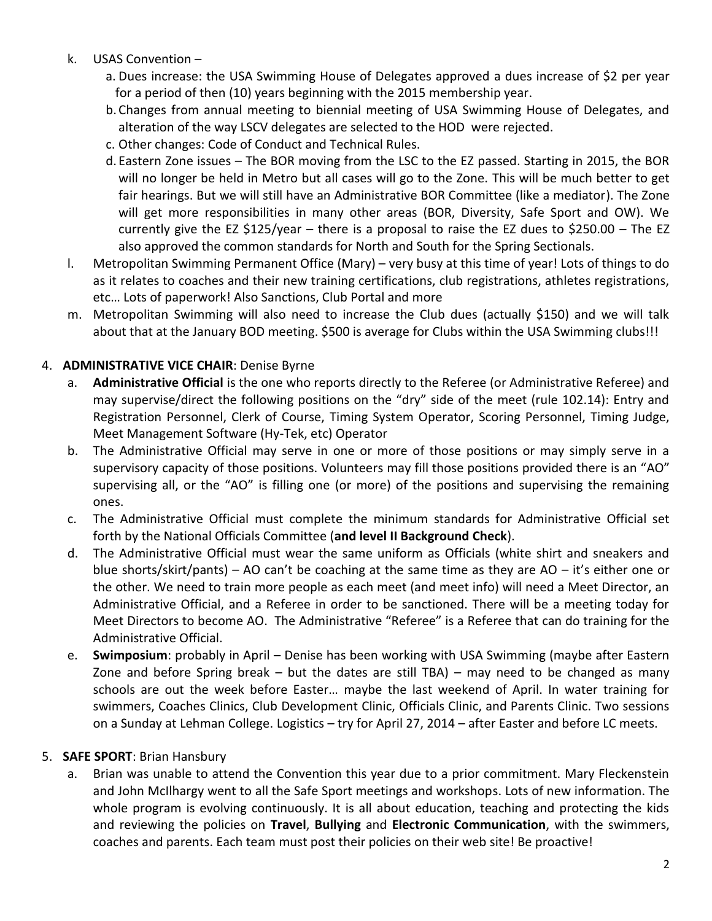k. USAS Convention –
    a. Dues increase: the USA Swimming House of Delegates approved a dues increase of $2 per year for a period of then (10) years beginning with the 2015 membership year.
    b. Changes from annual meeting to biennial meeting of USA Swimming House of Delegates, and alteration of the way LSCV delegates are selected to the HOD were rejected.
    c. Other changes: Code of Conduct and Technical Rules.
    d. Eastern Zone issues – The BOR moving from the LSC to the EZ passed. Starting in 2015, the BOR will no longer be held in Metro but all cases will go to the Zone. This will be much better to get fair hearings. But we will still have an Administrative BOR Committee (like a mediator). The Zone will get more responsibilities in many other areas (BOR, Diversity, Safe Sport and OW). We currently give the EZ $125/year – there is a proposal to raise the EZ dues to $250.00 – The EZ also approved the common standards for North and South for the Spring Sectionals.

l. Metropolitan Swimming Permanent Office (Mary) – very busy at this time of year! Lots of things to do as it relates to coaches and their new training certifications, club registrations, athletes registrations, etc… Lots of paperwork! Also Sanctions, Club Portal and more

m. Metropolitan Swimming will also need to increase the Club dues (actually $150) and we will talk about that at the January BOD meeting. $500 is average for Clubs within the USA Swimming clubs!!!

4. **ADMINISTRATIVE VICE CHAIR**: Denise Byrne
    a. **Administrative Official** is the one who reports directly to the Referee (or Administrative Referee) and may supervise/direct the following positions on the "dry" side of the meet (rule 102.14): Entry and Registration Personnel, Clerk of Course, Timing System Operator, Scoring Personnel, Timing Judge, Meet Management Software (Hy-Tek, etc) Operator
    b. The Administrative Official may serve in one or more of those positions or may simply serve in a supervisory capacity of those positions. Volunteers may fill those positions provided there is an "AO" supervising all, or the "AO" is filling one (or more) of the positions and supervising the remaining ones.
    c. The Administrative Official must complete the minimum standards for Administrative Official set forth by the National Officials Committee (**and level II Background Check**).
    d. The Administrative Official must wear the same uniform as Officials (white shirt and sneakers and blue shorts/skirt/pants) – AO can't be coaching at the same time as they are AO – it's either one or the other. We need to train more people as each meet (and meet info) will need a Meet Director, an Administrative Official, and a Referee in order to be sanctioned. There will be a meeting today for Meet Directors to become AO. The Administrative "Referee" is a Referee that can do training for the Administrative Official.
    e. **Swimposium**: probably in April – Denise has been working with USA Swimming (maybe after Eastern Zone and before Spring break – but the dates are still TBA) – may need to be changed as many schools are out the week before Easter… maybe the last weekend of April. In water training for swimmers, Coaches Clinics, Club Development Clinic, Officials Clinic, and Parents Clinic. Two sessions on a Sunday at Lehman College. Logistics – try for April 27, 2014 – after Easter and before LC meets.

5. **SAFE SPORT**: Brian Hansbury
    a. Brian was unable to attend the Convention this year due to a prior commitment. Mary Fleckenstein and John McIlhargy went to all the Safe Sport meetings and workshops. Lots of new information. The whole program is evolving continuously. It is all about education, teaching and protecting the kids and reviewing the policies on **Travel**, **Bullying** and **Electronic Communication**, with the swimmers, coaches and parents. Each team must post their policies on their web site! Be proactive!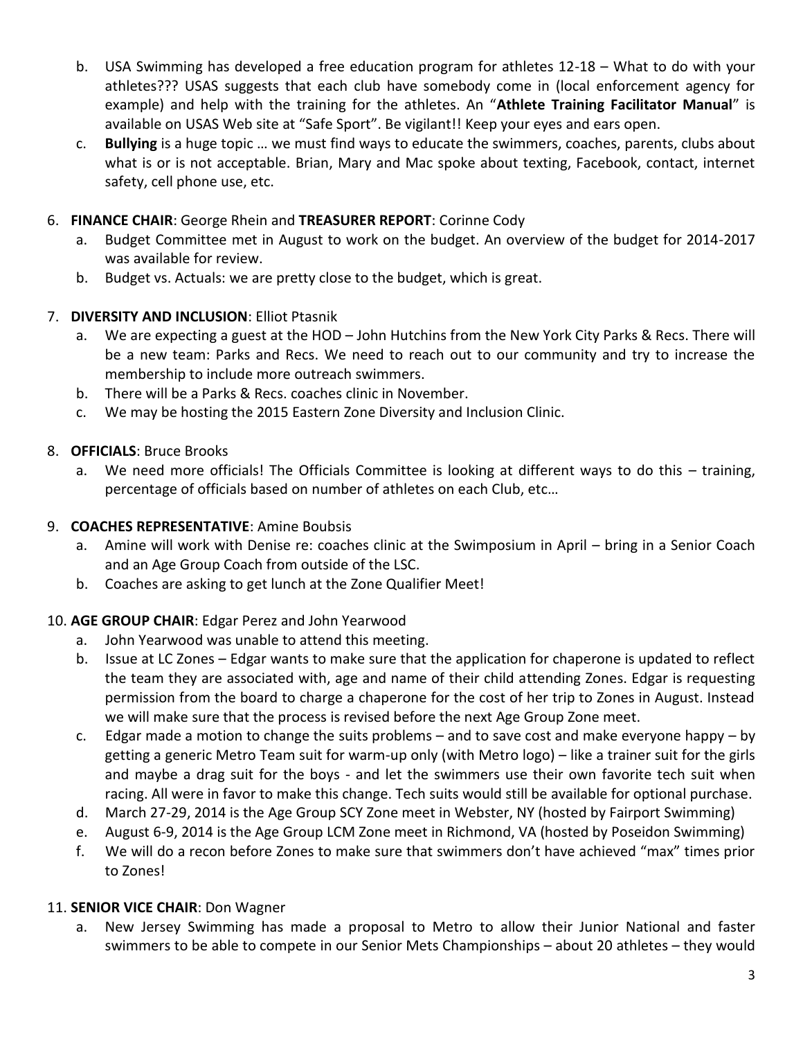b. USA Swimming has developed a free education program for athletes 12-18 – What to do with your athletes??? USAS suggests that each club have somebody come in (local enforcement agency for example) and help with the training for the athletes. An "**Athlete Training Facilitator Manual**" is available on USAS Web site at "Safe Sport". Be vigilant!! Keep your eyes and ears open.

c. **Bullying** is a huge topic … we must find ways to educate the swimmers, coaches, parents, clubs about what is or is not acceptable. Brian, Mary and Mac spoke about texting, Facebook, contact, internet safety, cell phone use, etc.

6. **FINANCE CHAIR**: George Rhein and **TREASURER REPORT**: Corinne Cody
   a. Budget Committee met in August to work on the budget. An overview of the budget for 2014-2017 was available for review.
   b. Budget vs. Actuals: we are pretty close to the budget, which is great.

7. **DIVERSITY AND INCLUSION**: Elliot Ptasnik
   a. We are expecting a guest at the HOD – John Hutchins from the New York City Parks & Recs. There will be a new team: Parks and Recs. We need to reach out to our community and try to increase the membership to include more outreach swimmers.
   b. There will be a Parks & Recs. coaches clinic in November.
   c. We may be hosting the 2015 Eastern Zone Diversity and Inclusion Clinic.

8. **OFFICIALS**: Bruce Brooks
   a. We need more officials! The Officials Committee is looking at different ways to do this – training, percentage of officials based on number of athletes on each Club, etc…

9. **COACHES REPRESENTATIVE**: Amine Boubsis
   a. Amine will work with Denise re: coaches clinic at the Swimposium in April – bring in a Senior Coach and an Age Group Coach from outside of the LSC.
   b. Coaches are asking to get lunch at the Zone Qualifier Meet!

10. **AGE GROUP CHAIR**: Edgar Perez and John Yearwood
    a. John Yearwood was unable to attend this meeting.
    b. Issue at LC Zones – Edgar wants to make sure that the application for chaperone is updated to reflect the team they are associated with, age and name of their child attending Zones. Edgar is requesting permission from the board to charge a chaperone for the cost of her trip to Zones in August. Instead we will make sure that the process is revised before the next Age Group Zone meet.
    c. Edgar made a motion to change the suits problems – and to save cost and make everyone happy – by getting a generic Metro Team suit for warm-up only (with Metro logo) – like a trainer suit for the girls and maybe a drag suit for the boys - and let the swimmers use their own favorite tech suit when racing. All were in favor to make this change. Tech suits would still be available for optional purchase.
    d. March 27-29, 2014 is the Age Group SCY Zone meet in Webster, NY (hosted by Fairport Swimming)
    e. August 6-9, 2014 is the Age Group LCM Zone meet in Richmond, VA (hosted by Poseidon Swimming)
    f. We will do a recon before Zones to make sure that swimmers don't have achieved "max" times prior to Zones!

11. **SENIOR VICE CHAIR**: Don Wagner
    a. New Jersey Swimming has made a proposal to Metro to allow their Junior National and faster swimmers to be able to compete in our Senior Mets Championships – about 20 athletes – they would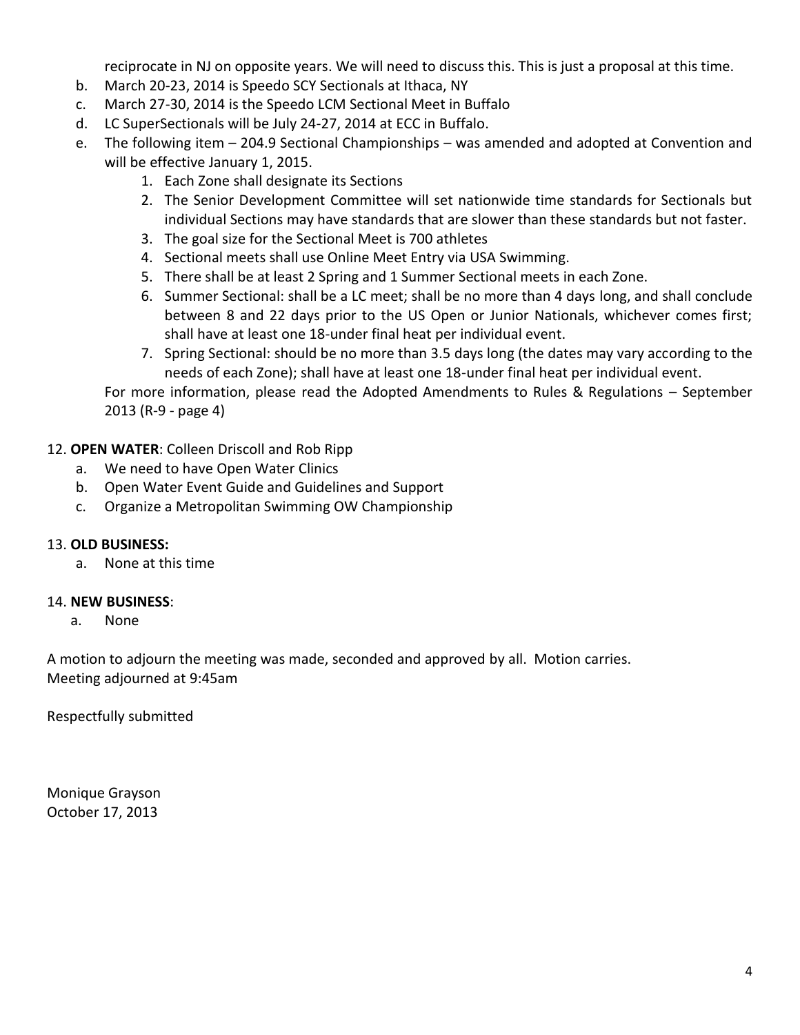reciprocate in NJ on opposite years. We will need to discuss this. This is just a proposal at this time.

b. March 20-23, 2014 is Speedo SCY Sectionals at Ithaca, NY
c. March 27-30, 2014 is the Speedo LCM Sectional Meet in Buffalo
d. LC SuperSectionals will be July 24-27, 2014 at ECC in Buffalo.
e. The following item – 204.9 Sectional Championships – was amended and adopted at Convention and will be effective January 1, 2015.
    1. Each Zone shall designate its Sections
    2. The Senior Development Committee will set nationwide time standards for Sectionals but individual Sections may have standards that are slower than these standards but not faster.
    3. The goal size for the Sectional Meet is 700 athletes
    4. Sectional meets shall use Online Meet Entry via USA Swimming.
    5. There shall be at least 2 Spring and 1 Summer Sectional meets in each Zone.
    6. Summer Sectional: shall be a LC meet; shall be no more than 4 days long, and shall conclude between 8 and 22 days prior to the US Open or Junior Nationals, whichever comes first; shall have at least one 18-under final heat per individual event.
    7. Spring Sectional: should be no more than 3.5 days long (the dates may vary according to the needs of each Zone); shall have at least one 18-under final heat per individual event.

    For more information, please read the Adopted Amendments to Rules & Regulations – September 2013 (R-9 - page 4)

12. **OPEN WATER**: Colleen Driscoll and Rob Ripp
    a. We need to have Open Water Clinics
    b. Open Water Event Guide and Guidelines and Support
    c. Organize a Metropolitan Swimming OW Championship

13. **OLD BUSINESS:**
    a. None at this time

14. **NEW BUSINESS**:
    a. None

A motion to adjourn the meeting was made, seconded and approved by all. Motion carries.
Meeting adjourned at 9:45am

Respectfully submitted

Monique Grayson
October 17, 2013